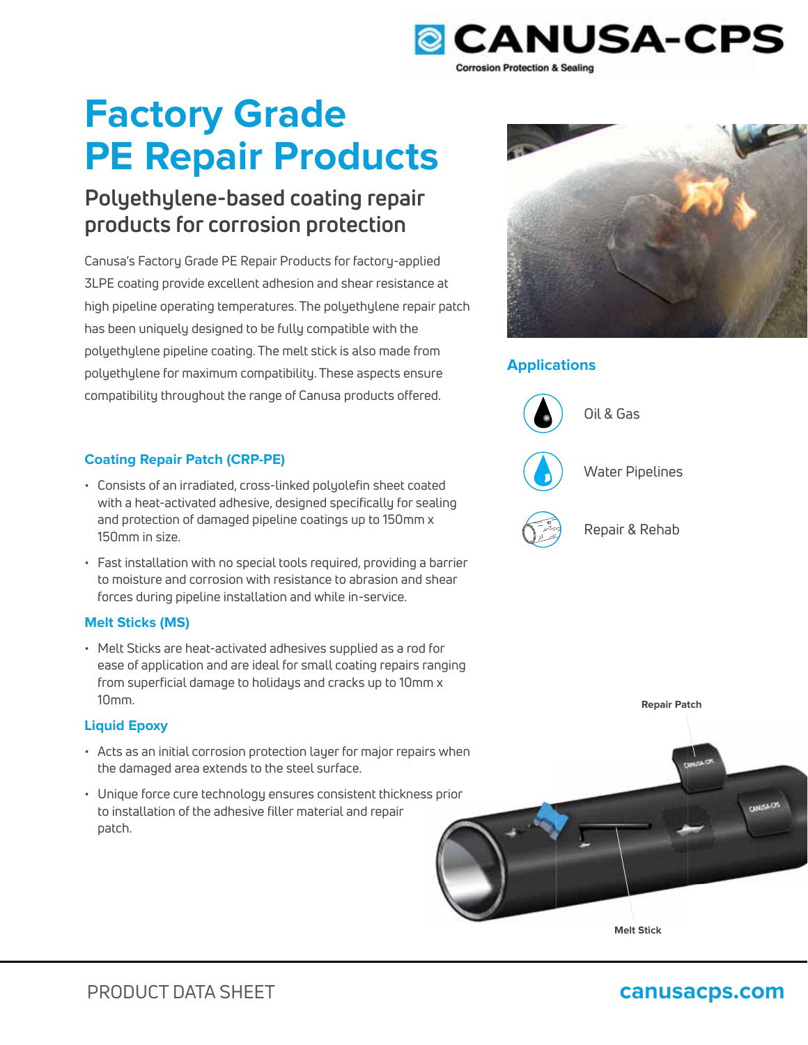CANUSA-CPS

Corrosion Protection & Sealing

# Factory Grade PE Repair Products

## Polyethylene-based coating repair products for corrosion protection

Canusa's Factory Grade PE Repair Products for factory-applied 3LPE coating provide excellent adhesion and shear resistance at high pipeline operating temperatures. The polyethylene repair patch has been uniquely designed to be fully compatible with the polyethylene pipeline coating. The melt stick is also made from polyethylene for maximum compatibility. These aspects ensure compatibility throughout the range of Canusa products offered.

### Coating Repair Patch (CRP-PE)

- Consists of an irradiated, cross-linked polyolefin sheet coated with a heat-activated adhesive, designed specifically for sealing and protection of damaged pipeline coatings up to 150mm x 150mm in size.
- Fast installation with no special tools required, providing a barrier to moisture and corrosion with resistance to abrasion and shear forces during pipeline installation and while in-service.

### Melt Sticks (MS)

- Melt Sticks are heat-activated adhesives supplied as a rod for ease of application and are ideal for small coating repairs ranging from superficial damage to holidays and cracks up to 10mm x 10mm.

### Liquid Epoxy

- Acts as an initial corrosion protection layer for major repairs when the damaged area extends to the steel surface.
- Unique force cure technology ensures consistent thickness prior to installation of the adhesive filler material and repair patch.

### Applications

- Oil & Gas
- Water Pipelines
- Repair & Rehab

Repair Patch

Melt Stick

PRODUCT DATA SHEET

canusacps.com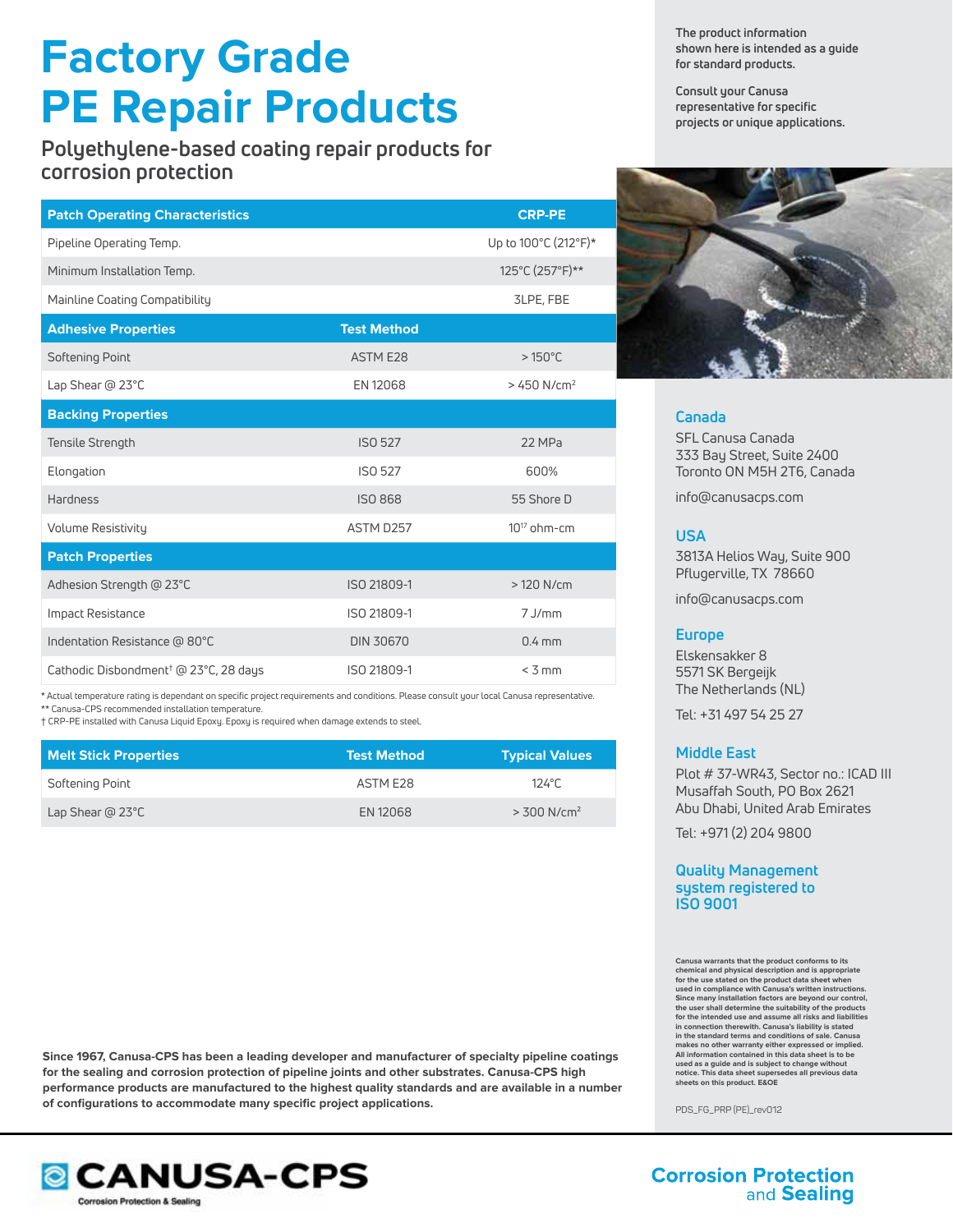# Factory Grade PE Repair Products

## Polyethylene-based coating repair products for corrosion protection

| Patch Operating Characteristics | | CRP-PE |
|---|---|---|
| Pipeline Operating Temp. | | Up to 100°C (212°F)* |
| Minimum Installation Temp. | | 125°C (257°F)** |
| Mainline Coating Compatibility | | 3LPE, FBE |
| **Adhesive Properties** | **Test Method** | |
| Softening Point | ASTM E28 | > 150°C |
| Lap Shear @ 23°C | EN 12068 | > 450 N/cm² |
| **Backing Properties** | | |
| Tensile Strength | ISO 527 | 22 MPa |
| Elongation | ISO 527 | 600% |
| Hardness | ISO 868 | 55 Shore D |
| Volume Resistivity | ASTM D257 | $10^{17}$ ohm-cm |
| **Patch Properties** | | |
| Adhesion Strength @ 23°C | ISO 21809-1 | > 120 N/cm |
| Impact Resistance | ISO 21809-1 | 7 J/mm |
| Indentation Resistance @ 80°C | DIN 30670 | 0.4 mm |
| Cathodic Disbondment† @ 23°C, 28 days | ISO 21809-1 | < 3 mm |

\* Actual temperature rating is dependant on specific project requirements and conditions. Please consult your local Canusa representative.
** Canusa-CPS recommended installation temperature.
† CRP-PE installed with Canusa Liquid Epoxy. Epoxy is required when damage extends to steel.

| Melt Stick Properties | Test Method | Typical Values |
|---|---|---|
| Softening Point | ASTM E28 | 124°C |
| Lap Shear @ 23°C | EN 12068 | > 300 N/cm² |

**Since 1967, Canusa-CPS has been a leading developer and manufacturer of specialty pipeline coatings for the sealing and corrosion protection of pipeline joints and other substrates. Canusa-CPS high performance products are manufactured to the highest quality standards and are available in a number of configurations to accommodate many specific project applications.**

The product information shown here is intended as a guide for standard products.

Consult your Canusa representative for specific projects or unique applications.

### Canada
SFL Canusa Canada
333 Bay Street, Suite 2400
Toronto ON M5H 2T6, Canada

info@canusacps.com

### USA
3813A Helios Way, Suite 900
Pflugerville, TX 78660

info@canusacps.com

### Europe
Elskensakker 8
5571 SK Bergeijk
The Netherlands (NL)

Tel: +31 497 54 25 27

### Middle East
Plot # 37-WR43, Sector no.: ICAD III
Musaffah South, PO Box 2621
Abu Dhabi, United Arab Emirates

Tel: +971 (2) 204 9800

### Quality Management system registered to ISO 9001

Canusa warrants that the product conforms to its chemical and physical description and is appropriate for the use stated on the product data sheet when used in compliance with Canusa's written instructions. Since many installation factors are beyond our control, the user shall determine the suitability of the products for the intended use and assume all risks and liabilities in connection therewith. Canusa's liability is stated in the standard terms and conditions of sale. Canusa makes no other warranty either expressed or implied. All information contained in this data sheet is to be used as a guide and is subject to change without notice. This data sheet supersedes all previous data sheets on this product. E&OE

PDS_FG_PRP (PE)_rev012

CANUSA-CPS
Corrosion Protection & Sealing

Corrosion Protection and Sealing